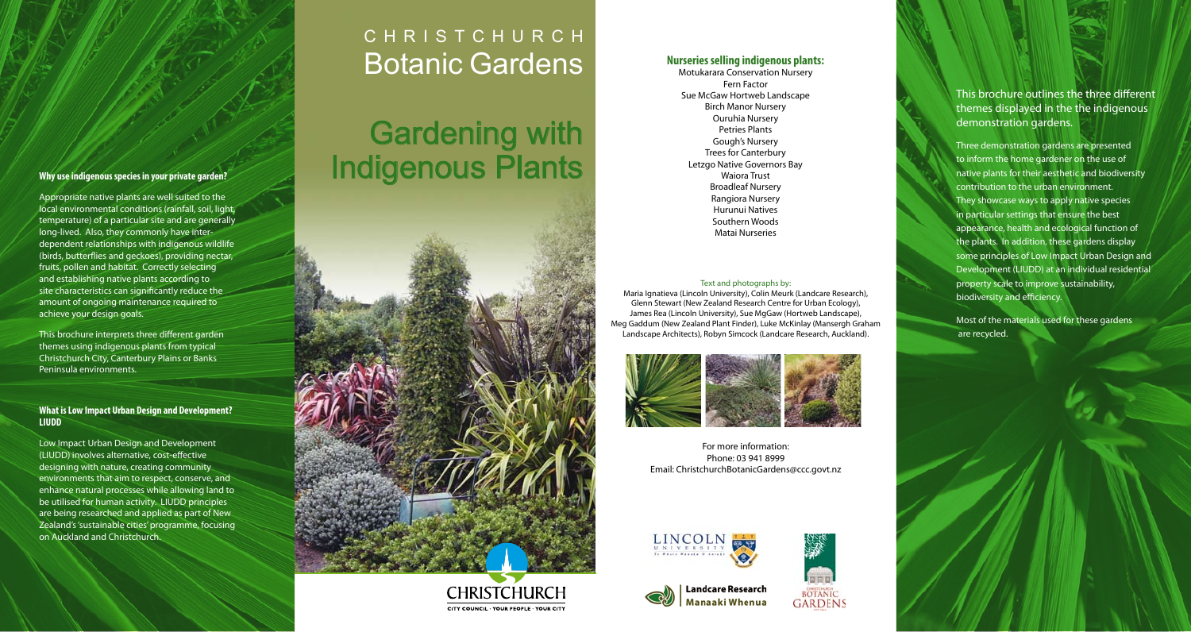# CHRISTCHURCH Botanic Gardens

# Gardening with Indigenous Plants

### Why use indigenous species in your private garden?

Appropriate native plants are well suited to the local environmental conditions (rainfall, soil, light, temperature) of a particular site and are generally long-lived. Also, they commonly have inter-dependent relationships with indigenous wildlife (birds, butterflies and geckoes), providing nectar, fruits, pollen and habitat. Correctly selecting and establishing native plants according to site characteristics can significantly reduce the amount of ongoing maintenance required to achieve your design goals.

This brochure interprets three different garden themes using indigenous plants from typical Christchurch City, Canterbury Plains or Banks Peninsula environments.

### What is Low Impact Urban Design and Development? LIUDD

Low Impact Urban Design and Development (LIUDD) involves alternative, cost-effective designing with nature, creating community environments that aim to respect, conserve, and enhance natural processes while allowing land to be utilised for human activity. LIUDD principles are being researched and applied as part of New Zealand's 'sustainable cities' programme, focusing on Auckland and Christchurch.

CHRISTCHURCH
CITY COUNCIL · YOUR PEOPLE · YOUR CITY

### Nurseries selling indigenous plants:

Motukarara Conservation Nursery
Fern Factor
Sue McGaw Hortweb Landscape
Birch Manor Nursery
Ouruhia Nursery
Petries Plants
Gough's Nursery
Trees for Canterbury
Letzgo Native Governors Bay
Waiora Trust
Broadleaf Nursery
Rangiora Nursery
Hurunui Natives
Southern Woods
Matai Nurseries

Text and photographs by:

Maria Ignatieva (Lincoln University), Colin Meurk (Landcare Research), Glenn Stewart (New Zealand Research Centre for Urban Ecology), James Rea (Lincoln University), Sue MgGaw (Hortweb Landscape), Meg Gaddum (New Zealand Plant Finder), Luke McKinlay (Mansergh Graham Landscape Architects), Robyn Simcock (Landcare Research, Auckland).

For more information:
Phone: 03 941 8999
Email: ChristchurchBotanicGardens@ccc.govt.nz

LINCOLN UNIVERSITY

Landcare Research
Manaaki Whenua

CHRISTCHURCH BOTANIC GARDENS

This brochure outlines the three different themes displayed in the the indigenous demonstration gardens.

Three demonstration gardens are presented to inform the home gardener on the use of native plants for their aesthetic and biodiversity contribution to the urban environment. They showcase ways to apply native species in particular settings that ensure the best appearance, health and ecological function of the plants. In addition, these gardens display some principles of Low Impact Urban Design and Development (LIUDD) at an individual residential property scale to improve sustainability, biodiversity and efficiency.

Most of the materials used for these gardens are recycled.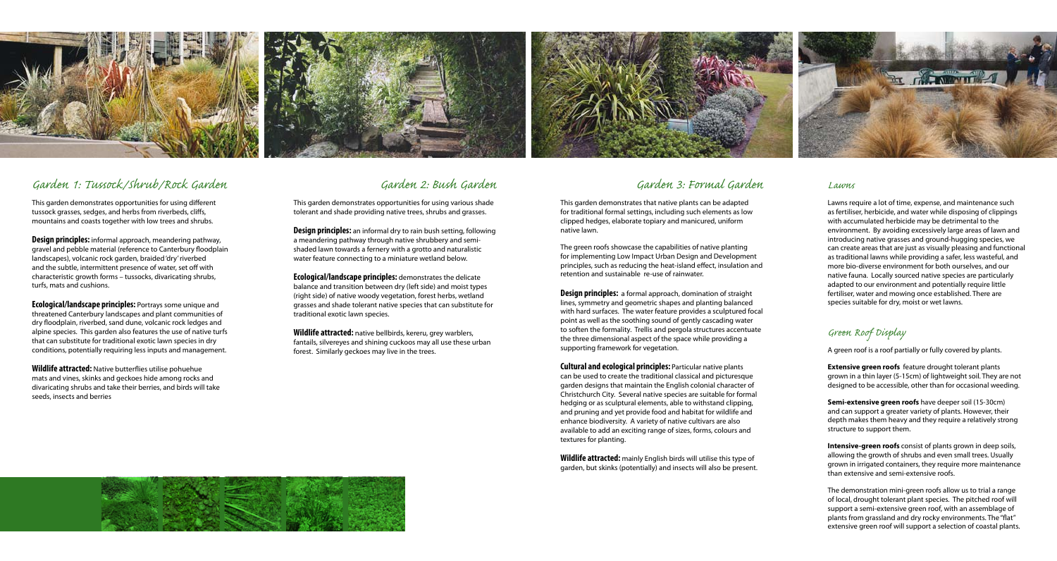## Garden 1: Tussock/Shrub/Rock Garden

This garden demonstrates opportunities for using different tussock grasses, sedges, and herbs from riverbeds, cliffs, mountains and coasts together with low trees and shrubs.

**Design principles:** informal approach, meandering pathway, gravel and pebble material (reference to Canterbury floodplain landscapes), volcanic rock garden, braided 'dry' riverbed and the subtle, intermittent presence of water, set off with characteristic growth forms – tussocks, divaricating shrubs, turfs, mats and cushions.

**Ecological/landscape principles:** Portrays some unique and threatened Canterbury landscapes and plant communities of dry floodplain, riverbed, sand dune, volcanic rock ledges and alpine species. This garden also features the use of native turfs that can substitute for traditional exotic lawn species in dry conditions, potentially requiring less inputs and management.

**Wildlife attracted:** Native butterflies utilise pohuehue mats and vines, skinks and geckoes hide among rocks and divaricating shrubs and take their berries, and birds will take seeds, insects and berries

## Garden 2: Bush Garden

This garden demonstrates opportunities for using various shade tolerant and shade providing native trees, shrubs and grasses.

**Design principles:** an informal dry to rain bush setting, following a meandering pathway through native shrubbery and semi-shaded lawn towards a fernery with a grotto and naturalistic water feature connecting to a miniature wetland below.

**Ecological/landscape principles:** demonstrates the delicate balance and transition between dry (left side) and moist types (right side) of native woody vegetation, forest herbs, wetland grasses and shade tolerant native species that can substitute for traditional exotic lawn species.

**Wildlife attracted:** native bellbirds, kereru, grey warblers, fantails, silvereyes and shining cuckoos may all use these urban forest. Similarly geckoes may live in the trees.

## Garden 3: Formal Garden

This garden demonstrates that native plants can be adapted for traditional formal settings, including such elements as low clipped hedges, elaborate topiary and manicured, uniform native lawn.

The green roofs showcase the capabilities of native planting for implementing Low Impact Urban Design and Development principles, such as reducing the heat-island effect, insulation and retention and sustainable re-use of rainwater.

**Design principles:** a formal approach, domination of straight lines, symmetry and geometric shapes and planting balanced with hard surfaces. The water feature provides a sculptured focal point as well as the soothing sound of gently cascading water to soften the formality. Trellis and pergola structures accentuate the three dimensional aspect of the space while providing a supporting framework for vegetation.

**Cultural and ecological principles:** Particular native plants can be used to create the traditional classical and picturesque garden designs that maintain the English colonial character of Christchurch City. Several native species are suitable for formal hedging or as sculptural elements, able to withstand clipping, and pruning and yet provide food and habitat for wildlife and enhance biodiversity. A variety of native cultivars are also available to add an exciting range of sizes, forms, colours and textures for planting.

**Wildlife attracted:** mainly English birds will utilise this type of garden, but skinks (potentially) and insects will also be present.

## Lawns

Lawns require a lot of time, expense, and maintenance such as fertiliser, herbicide, and water while disposing of clippings with accumulated herbicide may be detrimental to the environment. By avoiding excessively large areas of lawn and introducing native grasses and ground-hugging species, we can create areas that are just as visually pleasing and functional as traditional lawns while providing a safer, less wasteful, and more bio-diverse environment for both ourselves, and our native fauna. Locally sourced native species are particularly adapted to our environment and potentially require little fertiliser, water and mowing once established. There are species suitable for dry, moist or wet lawns.

## Green Roof Display

A green roof is a roof partially or fully covered by plants.

**Extensive green roofs** feature drought tolerant plants grown in a thin layer (5-15cm) of lightweight soil. They are not designed to be accessible, other than for occasional weeding.

**Semi-extensive green roofs** have deeper soil (15-30cm) and can support a greater variety of plants. However, their depth makes them heavy and they require a relatively strong structure to support them.

**Intensive-green roofs** consist of plants grown in deep soils, allowing the growth of shrubs and even small trees. Usually grown in irrigated containers, they require more maintenance than extensive and semi-extensive roofs.

The demonstration mini-green roofs allow us to trial a range of local, drought tolerant plant species. The pitched roof will support a semi-extensive green roof, with an assemblage of plants from grassland and dry rocky environments. The "flat" extensive green roof will support a selection of coastal plants.